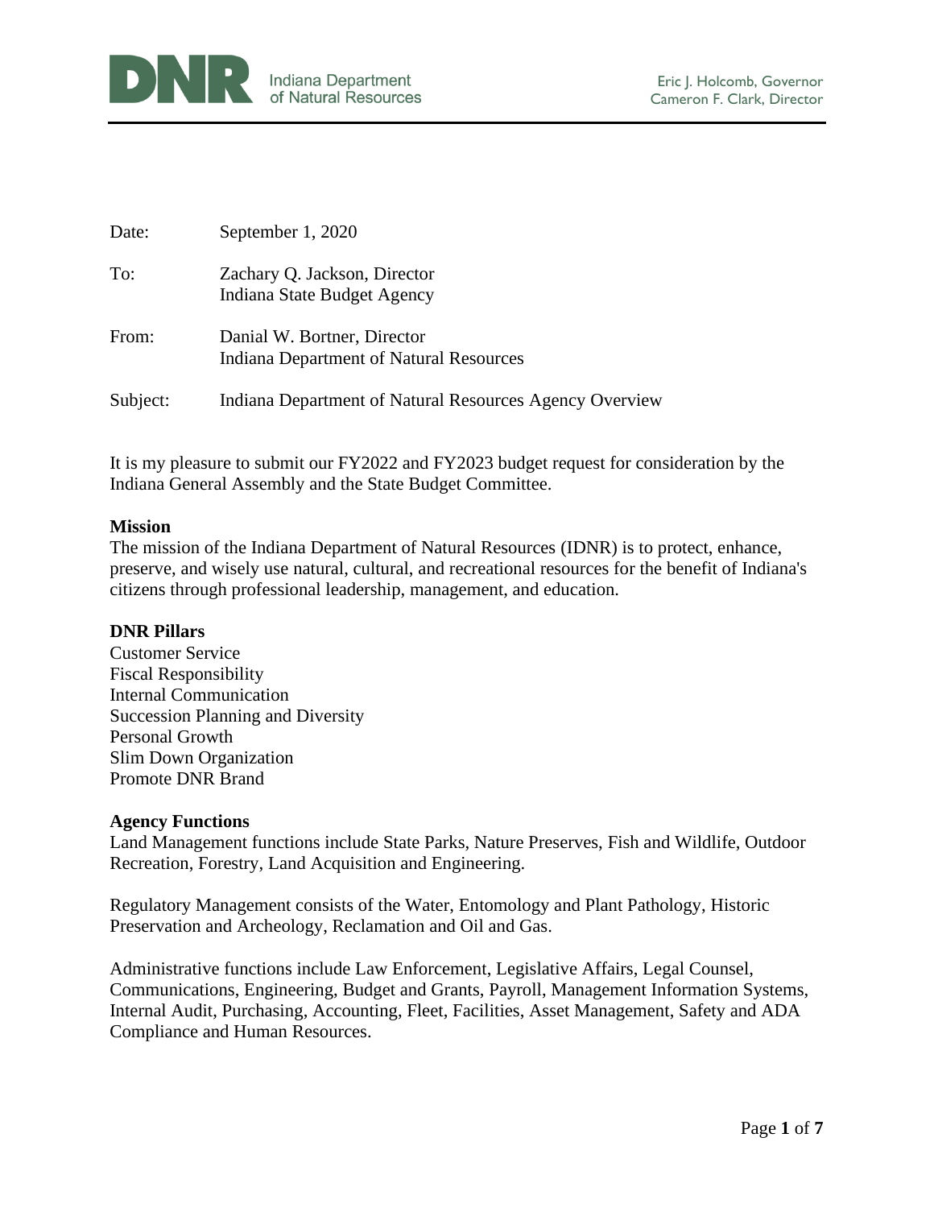DNR Indiana Department of Natural Resources

Eric J. Holcomb, Governor
Cameron F. Clark, Director

Date: September 1, 2020

To: Zachary Q. Jackson, Director
Indiana State Budget Agency

From: Danial W. Bortner, Director
Indiana Department of Natural Resources

Subject: Indiana Department of Natural Resources Agency Overview

It is my pleasure to submit our FY2022 and FY2023 budget request for consideration by the Indiana General Assembly and the State Budget Committee.

**Mission**

The mission of the Indiana Department of Natural Resources (IDNR) is to protect, enhance, preserve, and wisely use natural, cultural, and recreational resources for the benefit of Indiana's citizens through professional leadership, management, and education.

**DNR Pillars**

Customer Service
Fiscal Responsibility
Internal Communication
Succession Planning and Diversity
Personal Growth
Slim Down Organization
Promote DNR Brand

**Agency Functions**

Land Management functions include State Parks, Nature Preserves, Fish and Wildlife, Outdoor Recreation, Forestry, Land Acquisition and Engineering.

Regulatory Management consists of the Water, Entomology and Plant Pathology, Historic Preservation and Archeology, Reclamation and Oil and Gas.

Administrative functions include Law Enforcement, Legislative Affairs, Legal Counsel, Communications, Engineering, Budget and Grants, Payroll, Management Information Systems, Internal Audit, Purchasing, Accounting, Fleet, Facilities, Asset Management, Safety and ADA Compliance and Human Resources.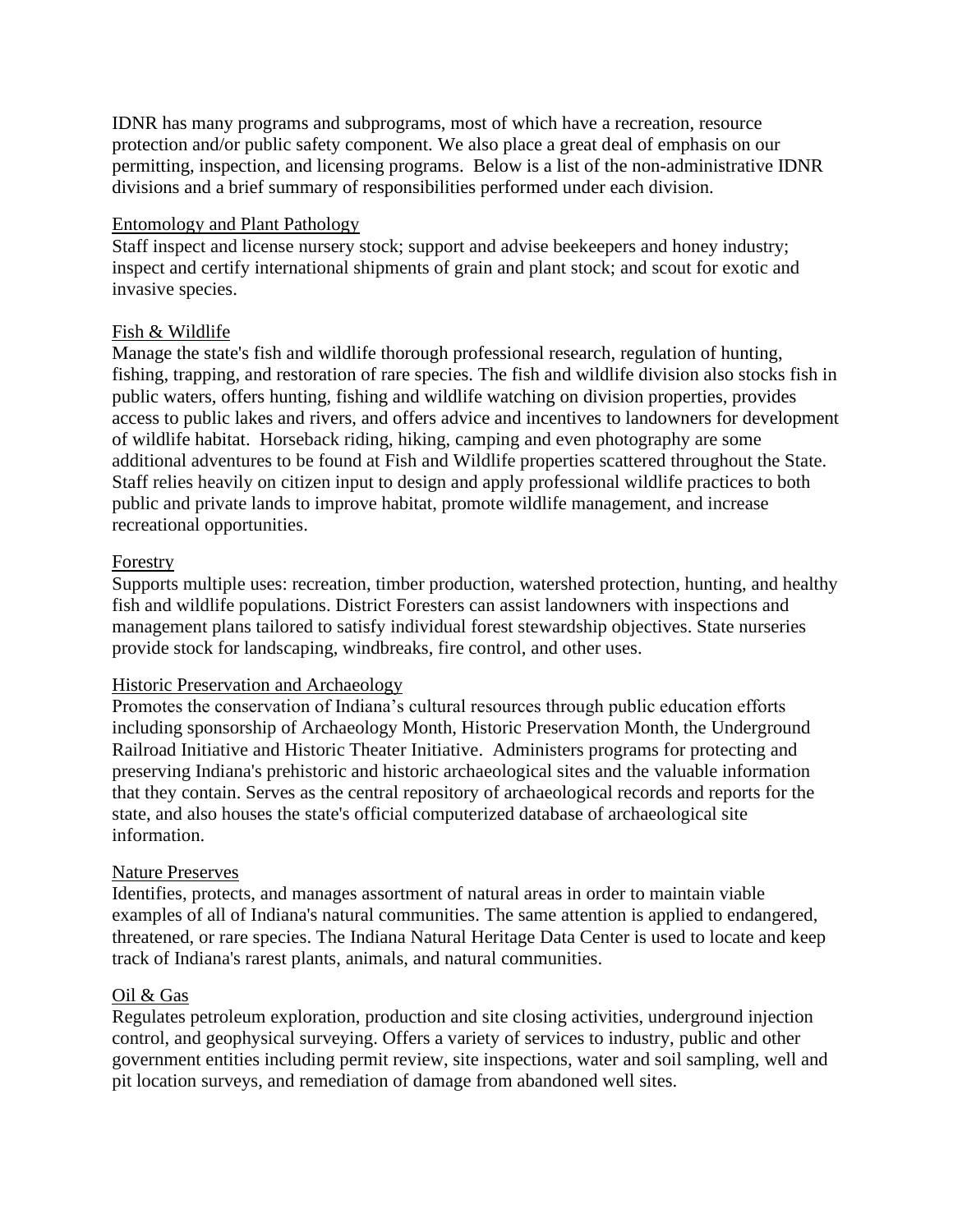IDNR has many programs and subprograms, most of which have a recreation, resource protection and/or public safety component. We also place a great deal of emphasis on our permitting, inspection, and licensing programs. Below is a list of the non-administrative IDNR divisions and a brief summary of responsibilities performed under each division.

<u>Entomology and Plant Pathology</u>
Staff inspect and license nursery stock; support and advise beekeepers and honey industry; inspect and certify international shipments of grain and plant stock; and scout for exotic and invasive species.

<u>Fish & Wildlife</u>
Manage the state's fish and wildlife thorough professional research, regulation of hunting, fishing, trapping, and restoration of rare species. The fish and wildlife division also stocks fish in public waters, offers hunting, fishing and wildlife watching on division properties, provides access to public lakes and rivers, and offers advice and incentives to landowners for development of wildlife habitat. Horseback riding, hiking, camping and even photography are some additional adventures to be found at Fish and Wildlife properties scattered throughout the State. Staff relies heavily on citizen input to design and apply professional wildlife practices to both public and private lands to improve habitat, promote wildlife management, and increase recreational opportunities.

<u>Forestry</u>
Supports multiple uses: recreation, timber production, watershed protection, hunting, and healthy fish and wildlife populations. District Foresters can assist landowners with inspections and management plans tailored to satisfy individual forest stewardship objectives. State nurseries provide stock for landscaping, windbreaks, fire control, and other uses.

<u>Historic Preservation and Archaeology</u>
Promotes the conservation of Indiana's cultural resources through public education efforts including sponsorship of Archaeology Month, Historic Preservation Month, the Underground Railroad Initiative and Historic Theater Initiative. Administers programs for protecting and preserving Indiana's prehistoric and historic archaeological sites and the valuable information that they contain. Serves as the central repository of archaeological records and reports for the state, and also houses the state's official computerized database of archaeological site information.

<u>Nature Preserves</u>
Identifies, protects, and manages assortment of natural areas in order to maintain viable examples of all of Indiana's natural communities. The same attention is applied to endangered, threatened, or rare species. The Indiana Natural Heritage Data Center is used to locate and keep track of Indiana's rarest plants, animals, and natural communities.

<u>Oil & Gas</u>
Regulates petroleum exploration, production and site closing activities, underground injection control, and geophysical surveying. Offers a variety of services to industry, public and other government entities including permit review, site inspections, water and soil sampling, well and pit location surveys, and remediation of damage from abandoned well sites.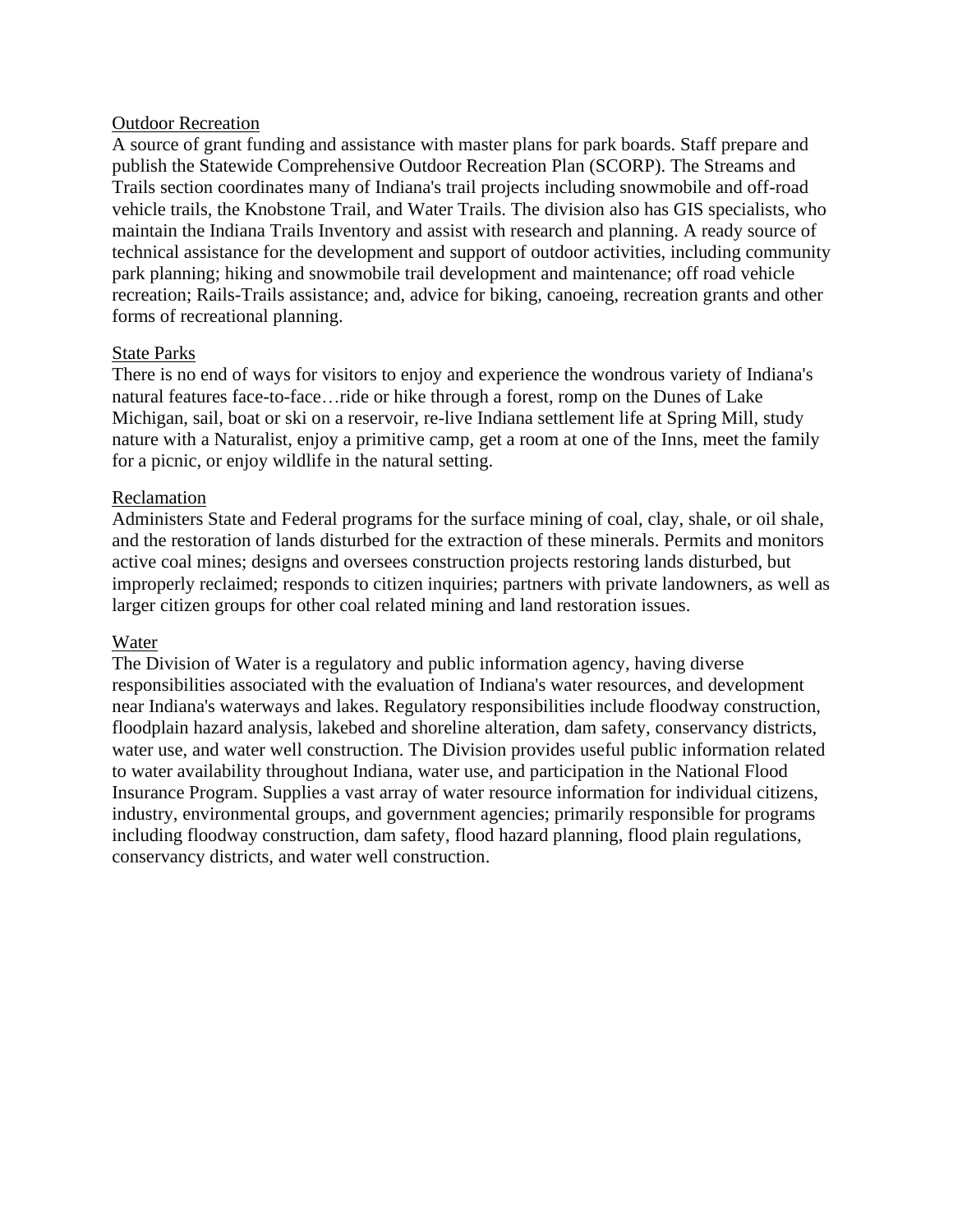<u>Outdoor Recreation</u>

A source of grant funding and assistance with master plans for park boards. Staff prepare and publish the Statewide Comprehensive Outdoor Recreation Plan (SCORP). The Streams and Trails section coordinates many of Indiana's trail projects including snowmobile and off-road vehicle trails, the Knobstone Trail, and Water Trails. The division also has GIS specialists, who maintain the Indiana Trails Inventory and assist with research and planning. A ready source of technical assistance for the development and support of outdoor activities, including community park planning; hiking and snowmobile trail development and maintenance; off road vehicle recreation; Rails-Trails assistance; and, advice for biking, canoeing, recreation grants and other forms of recreational planning.

<u>State Parks</u>

There is no end of ways for visitors to enjoy and experience the wondrous variety of Indiana's natural features face-to-face…ride or hike through a forest, romp on the Dunes of Lake Michigan, sail, boat or ski on a reservoir, re-live Indiana settlement life at Spring Mill, study nature with a Naturalist, enjoy a primitive camp, get a room at one of the Inns, meet the family for a picnic, or enjoy wildlife in the natural setting.

<u>Reclamation</u>

Administers State and Federal programs for the surface mining of coal, clay, shale, or oil shale, and the restoration of lands disturbed for the extraction of these minerals. Permits and monitors active coal mines; designs and oversees construction projects restoring lands disturbed, but improperly reclaimed; responds to citizen inquiries; partners with private landowners, as well as larger citizen groups for other coal related mining and land restoration issues.

<u>Water</u>

The Division of Water is a regulatory and public information agency, having diverse responsibilities associated with the evaluation of Indiana's water resources, and development near Indiana's waterways and lakes. Regulatory responsibilities include floodway construction, floodplain hazard analysis, lakebed and shoreline alteration, dam safety, conservancy districts, water use, and water well construction. The Division provides useful public information related to water availability throughout Indiana, water use, and participation in the National Flood Insurance Program. Supplies a vast array of water resource information for individual citizens, industry, environmental groups, and government agencies; primarily responsible for programs including floodway construction, dam safety, flood hazard planning, flood plain regulations, conservancy districts, and water well construction.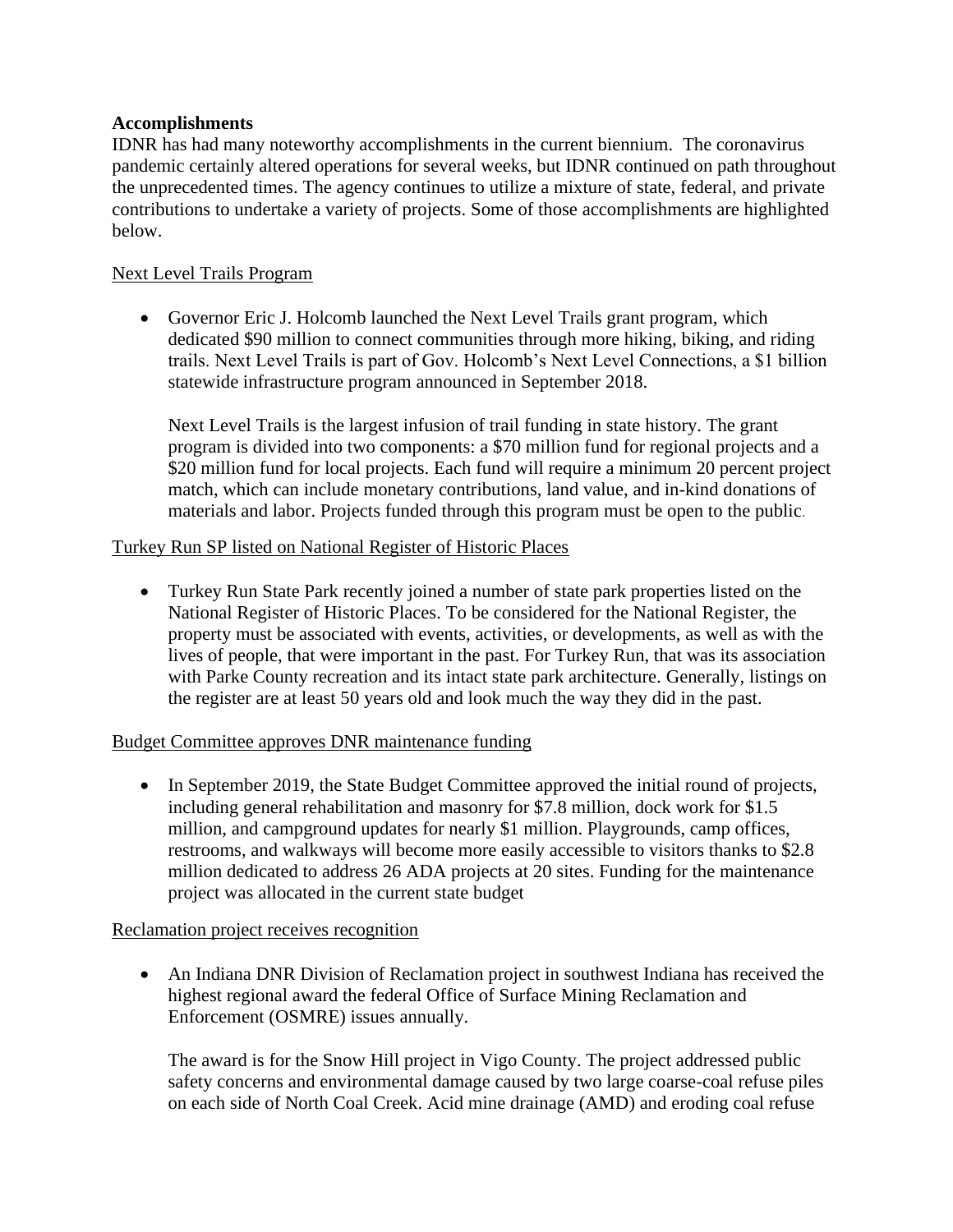**Accomplishments**

IDNR has had many noteworthy accomplishments in the current biennium. The coronavirus pandemic certainly altered operations for several weeks, but IDNR continued on path throughout the unprecedented times. The agency continues to utilize a mixture of state, federal, and private contributions to undertake a variety of projects. Some of those accomplishments are highlighted below.

<u>Next Level Trails Program</u>

- Governor Eric J. Holcomb launched the Next Level Trails grant program, which dedicated $90 million to connect communities through more hiking, biking, and riding trails. Next Level Trails is part of Gov. Holcomb's Next Level Connections, a $1 billion statewide infrastructure program announced in September 2018.

  Next Level Trails is the largest infusion of trail funding in state history. The grant program is divided into two components: a $70 million fund for regional projects and a $20 million fund for local projects. Each fund will require a minimum 20 percent project match, which can include monetary contributions, land value, and in-kind donations of materials and labor. Projects funded through this program must be open to the public.

<u>Turkey Run SP listed on National Register of Historic Places</u>

- Turkey Run State Park recently joined a number of state park properties listed on the National Register of Historic Places. To be considered for the National Register, the property must be associated with events, activities, or developments, as well as with the lives of people, that were important in the past. For Turkey Run, that was its association with Parke County recreation and its intact state park architecture. Generally, listings on the register are at least 50 years old and look much the way they did in the past.

<u>Budget Committee approves DNR maintenance funding</u>

- In September 2019, the State Budget Committee approved the initial round of projects, including general rehabilitation and masonry for $7.8 million, dock work for $1.5 million, and campground updates for nearly $1 million. Playgrounds, camp offices, restrooms, and walkways will become more easily accessible to visitors thanks to $2.8 million dedicated to address 26 ADA projects at 20 sites. Funding for the maintenance project was allocated in the current state budget

<u>Reclamation project receives recognition</u>

- An Indiana DNR Division of Reclamation project in southwest Indiana has received the highest regional award the federal Office of Surface Mining Reclamation and Enforcement (OSMRE) issues annually.

  The award is for the Snow Hill project in Vigo County. The project addressed public safety concerns and environmental damage caused by two large coarse-coal refuse piles on each side of North Coal Creek. Acid mine drainage (AMD) and eroding coal refuse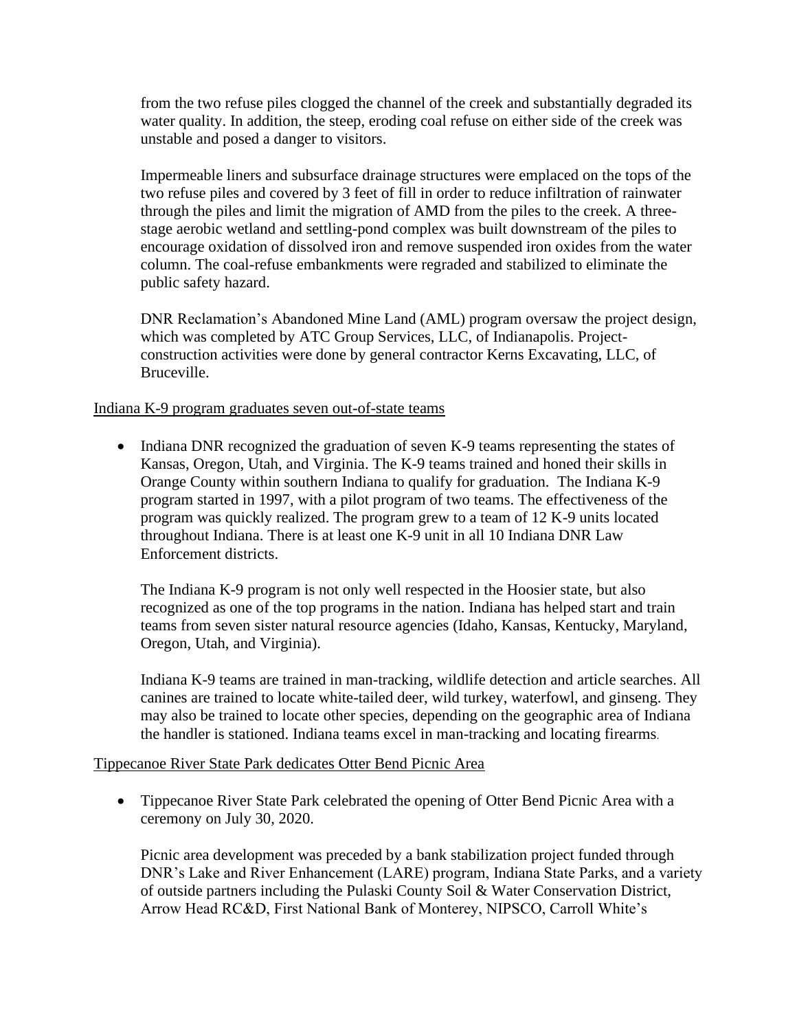from the two refuse piles clogged the channel of the creek and substantially degraded its water quality. In addition, the steep, eroding coal refuse on either side of the creek was unstable and posed a danger to visitors.

Impermeable liners and subsurface drainage structures were emplaced on the tops of the two refuse piles and covered by 3 feet of fill in order to reduce infiltration of rainwater through the piles and limit the migration of AMD from the piles to the creek. A three-stage aerobic wetland and settling-pond complex was built downstream of the piles to encourage oxidation of dissolved iron and remove suspended iron oxides from the water column. The coal-refuse embankments were regraded and stabilized to eliminate the public safety hazard.

DNR Reclamation's Abandoned Mine Land (AML) program oversaw the project design, which was completed by ATC Group Services, LLC, of Indianapolis. Project-construction activities were done by general contractor Kerns Excavating, LLC, of Bruceville.

<u>Indiana K-9 program graduates seven out-of-state teams</u>

- Indiana DNR recognized the graduation of seven K-9 teams representing the states of Kansas, Oregon, Utah, and Virginia. The K-9 teams trained and honed their skills in Orange County within southern Indiana to qualify for graduation. The Indiana K-9 program started in 1997, with a pilot program of two teams. The effectiveness of the program was quickly realized. The program grew to a team of 12 K-9 units located throughout Indiana. There is at least one K-9 unit in all 10 Indiana DNR Law Enforcement districts.

  The Indiana K-9 program is not only well respected in the Hoosier state, but also recognized as one of the top programs in the nation. Indiana has helped start and train teams from seven sister natural resource agencies (Idaho, Kansas, Kentucky, Maryland, Oregon, Utah, and Virginia).

  Indiana K-9 teams are trained in man-tracking, wildlife detection and article searches. All canines are trained to locate white-tailed deer, wild turkey, waterfowl, and ginseng. They may also be trained to locate other species, depending on the geographic area of Indiana the handler is stationed. Indiana teams excel in man-tracking and locating firearms.

<u>Tippecanoe River State Park dedicates Otter Bend Picnic Area</u>

- Tippecanoe River State Park celebrated the opening of Otter Bend Picnic Area with a ceremony on July 30, 2020.

  Picnic area development was preceded by a bank stabilization project funded through DNR's Lake and River Enhancement (LARE) program, Indiana State Parks, and a variety of outside partners including the Pulaski County Soil & Water Conservation District, Arrow Head RC&D, First National Bank of Monterey, NIPSCO, Carroll White's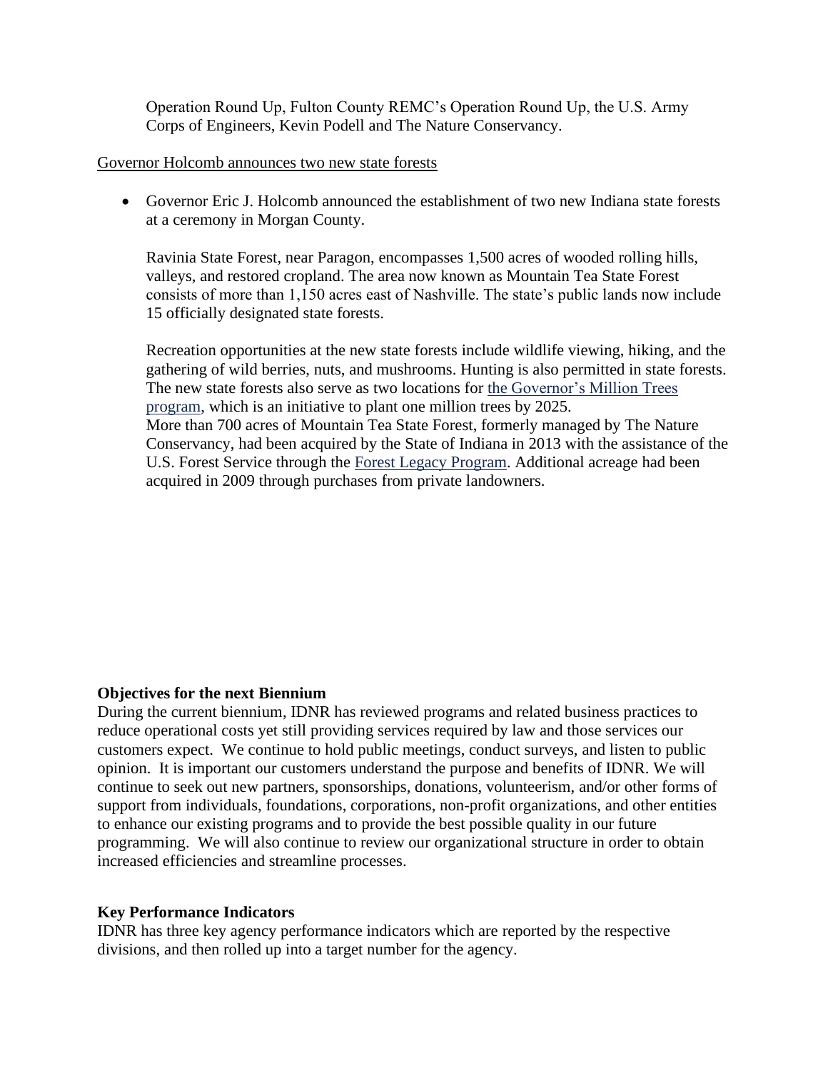Operation Round Up, Fulton County REMC's Operation Round Up, the U.S. Army Corps of Engineers, Kevin Podell and The Nature Conservancy.

<u>Governor Holcomb announces two new state forests</u>

- Governor Eric J. Holcomb announced the establishment of two new Indiana state forests at a ceremony in Morgan County.

  Ravinia State Forest, near Paragon, encompasses 1,500 acres of wooded rolling hills, valleys, and restored cropland. The area now known as Mountain Tea State Forest consists of more than 1,150 acres east of Nashville. The state's public lands now include 15 officially designated state forests.

  Recreation opportunities at the new state forests include wildlife viewing, hiking, and the gathering of wild berries, nuts, and mushrooms. Hunting is also permitted in state forests. The new state forests also serve as two locations for the Governor's Million Trees program, which is an initiative to plant one million trees by 2025.
  More than 700 acres of Mountain Tea State Forest, formerly managed by The Nature Conservancy, had been acquired by the State of Indiana in 2013 with the assistance of the U.S. Forest Service through the Forest Legacy Program. Additional acreage had been acquired in 2009 through purchases from private landowners.

**Objectives for the next Biennium**

During the current biennium, IDNR has reviewed programs and related business practices to reduce operational costs yet still providing services required by law and those services our customers expect. We continue to hold public meetings, conduct surveys, and listen to public opinion. It is important our customers understand the purpose and benefits of IDNR. We will continue to seek out new partners, sponsorships, donations, volunteerism, and/or other forms of support from individuals, foundations, corporations, non-profit organizations, and other entities to enhance our existing programs and to provide the best possible quality in our future programming. We will also continue to review our organizational structure in order to obtain increased efficiencies and streamline processes.

**Key Performance Indicators**

IDNR has three key agency performance indicators which are reported by the respective divisions, and then rolled up into a target number for the agency.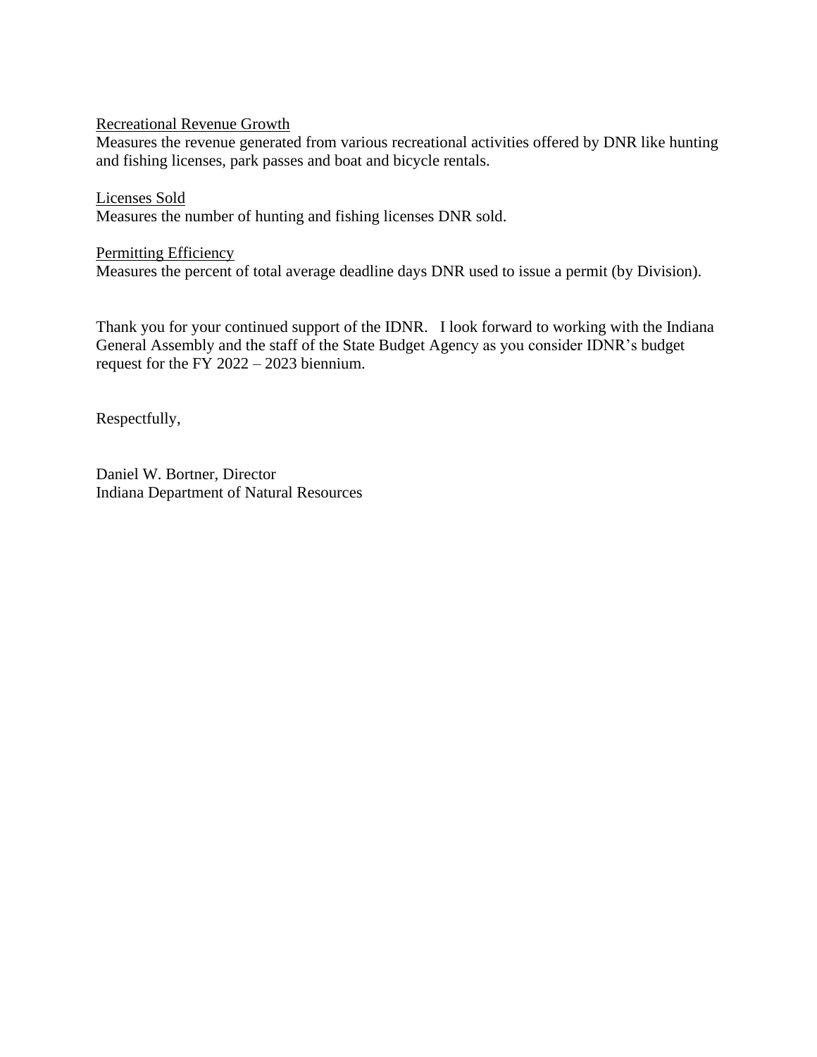Recreational Revenue Growth
Measures the revenue generated from various recreational activities offered by DNR like hunting and fishing licenses, park passes and boat and bicycle rentals.

Licenses Sold
Measures the number of hunting and fishing licenses DNR sold.

Permitting Efficiency
Measures the percent of total average deadline days DNR used to issue a permit (by Division).

Thank you for your continued support of the IDNR. I look forward to working with the Indiana General Assembly and the staff of the State Budget Agency as you consider IDNR's budget request for the FY 2022 – 2023 biennium.

Respectfully,

Daniel W. Bortner, Director
Indiana Department of Natural Resources